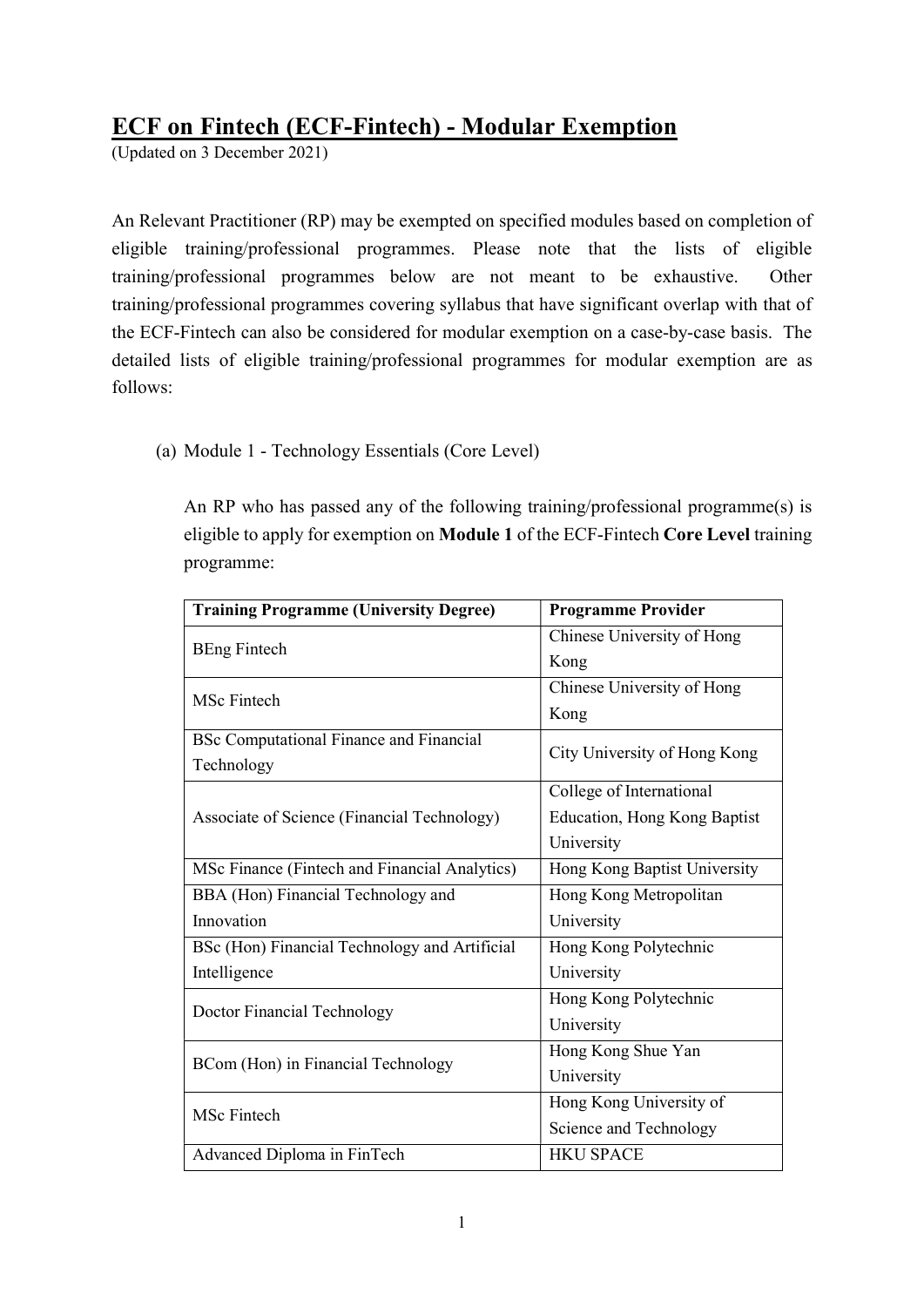# ECF on Fintech (ECF-Fintech) - Modular Exemption

(Updated on 3 December 2021)

An Relevant Practitioner (RP) may be exempted on specified modules based on completion of eligible training/professional programmes. Please note that the lists of eligible training/professional programmes below are not meant to be exhaustive. Other training/professional programmes covering syllabus that have significant overlap with that of the ECF-Fintech can also be considered for modular exemption on a case-by-case basis. The detailed lists of eligible training/professional programmes for modular exemption are as follows:

(a) Module 1 - Technology Essentials (Core Level)

An RP who has passed any of the following training/professional programme(s) is eligible to apply for exemption on **Module 1** of the ECF-Fintech **Core Level** training programme:

| **Training Programme (University Degree)** | **Programme Provider** |
|---|---|
| BEng Fintech | Chinese University of Hong Kong |
| MSc Fintech | Chinese University of Hong Kong |
| BSc Computational Finance and Financial Technology | City University of Hong Kong |
| Associate of Science (Financial Technology) | College of International Education, Hong Kong Baptist University |
| MSc Finance (Fintech and Financial Analytics) | Hong Kong Baptist University |
| BBA (Hon) Financial Technology and Innovation | Hong Kong Metropolitan University |
| BSc (Hon) Financial Technology and Artificial Intelligence | Hong Kong Polytechnic University |
| Doctor Financial Technology | Hong Kong Polytechnic University |
| BCom (Hon) in Financial Technology | Hong Kong Shue Yan University |
| MSc Fintech | Hong Kong University of Science and Technology |
| Advanced Diploma in FinTech | HKU SPACE |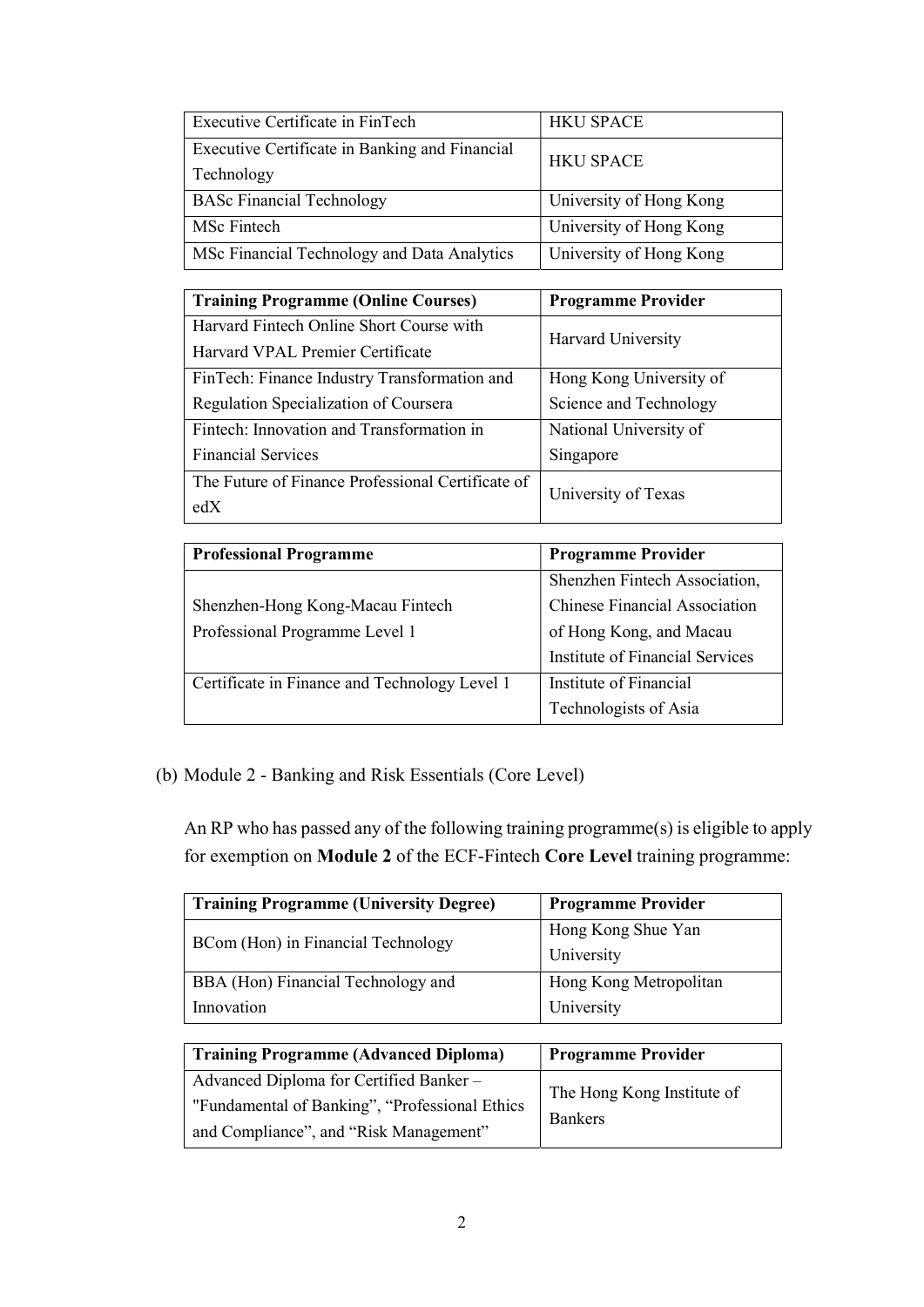| | |
|---|---|
| Executive Certificate in FinTech | HKU SPACE |
| Executive Certificate in Banking and Financial Technology | HKU SPACE |
| BASc Financial Technology | University of Hong Kong |
| MSc Fintech | University of Hong Kong |
| MSc Financial Technology and Data Analytics | University of Hong Kong |

| Training Programme (Online Courses) | Programme Provider |
|---|---|
| Harvard Fintech Online Short Course with Harvard VPAL Premier Certificate | Harvard University |
| FinTech: Finance Industry Transformation and Regulation Specialization of Coursera | Hong Kong University of Science and Technology |
| Fintech: Innovation and Transformation in Financial Services | National University of Singapore |
| The Future of Finance Professional Certificate of edX | University of Texas |

| Professional Programme | Programme Provider |
|---|---|
| Shenzhen-Hong Kong-Macau Fintech Professional Programme Level 1 | Shenzhen Fintech Association, Chinese Financial Association of Hong Kong, and Macau Institute of Financial Services |
| Certificate in Finance and Technology Level 1 | Institute of Financial Technologists of Asia |

(b) Module 2 - Banking and Risk Essentials (Core Level)

An RP who has passed any of the following training programme(s) is eligible to apply for exemption on **Module 2** of the ECF-Fintech **Core Level** training programme:

| Training Programme (University Degree) | Programme Provider |
|---|---|
| BCom (Hon) in Financial Technology | Hong Kong Shue Yan University |
| BBA (Hon) Financial Technology and Innovation | Hong Kong Metropolitan University |

| Training Programme (Advanced Diploma) | Programme Provider |
|---|---|
| Advanced Diploma for Certified Banker – "Fundamental of Banking", "Professional Ethics and Compliance", and "Risk Management" | The Hong Kong Institute of Bankers |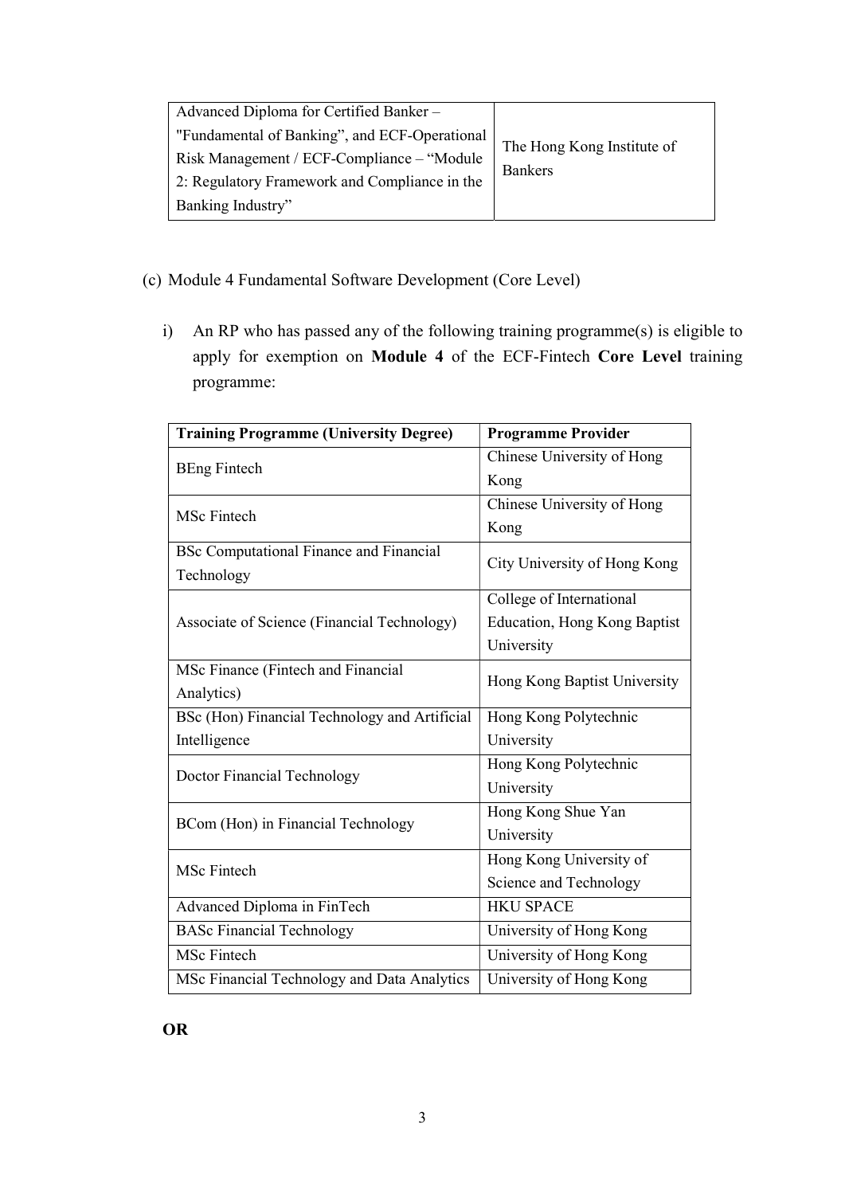| | |
|---|---|
| Advanced Diploma for Certified Banker – "Fundamental of Banking", and ECF-Operational Risk Management / ECF-Compliance – "Module 2: Regulatory Framework and Compliance in the Banking Industry" | The Hong Kong Institute of Bankers |

(c) Module 4 Fundamental Software Development (Core Level)

i) An RP who has passed any of the following training programme(s) is eligible to apply for exemption on **Module 4** of the ECF-Fintech **Core Level** training programme:

| **Training Programme (University Degree)** | **Programme Provider** |
|---|---|
| BEng Fintech | Chinese University of Hong Kong |
| MSc Fintech | Chinese University of Hong Kong |
| BSc Computational Finance and Financial Technology | City University of Hong Kong |
| Associate of Science (Financial Technology) | College of International Education, Hong Kong Baptist University |
| MSc Finance (Fintech and Financial Analytics) | Hong Kong Baptist University |
| BSc (Hon) Financial Technology and Artificial Intelligence | Hong Kong Polytechnic University |
| Doctor Financial Technology | Hong Kong Polytechnic University |
| BCom (Hon) in Financial Technology | Hong Kong Shue Yan University |
| MSc Fintech | Hong Kong University of Science and Technology |
| Advanced Diploma in FinTech | HKU SPACE |
| BASc Financial Technology | University of Hong Kong |
| MSc Fintech | University of Hong Kong |
| MSc Financial Technology and Data Analytics | University of Hong Kong |

**OR**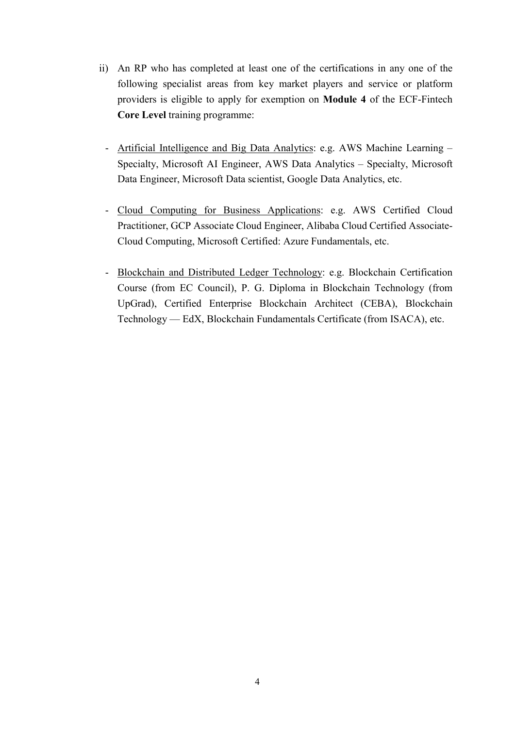ii) An RP who has completed at least one of the certifications in any one of the following specialist areas from key market players and service or platform providers is eligible to apply for exemption on **Module 4** of the ECF-Fintech **Core Level** training programme:

- <u>Artificial Intelligence and Big Data Analytics</u>: e.g. AWS Machine Learning – Specialty, Microsoft AI Engineer, AWS Data Analytics – Specialty, Microsoft Data Engineer, Microsoft Data scientist, Google Data Analytics, etc.

- <u>Cloud Computing for Business Applications</u>: e.g. AWS Certified Cloud Practitioner, GCP Associate Cloud Engineer, Alibaba Cloud Certified Associate-Cloud Computing, Microsoft Certified: Azure Fundamentals, etc.

- <u>Blockchain and Distributed Ledger Technology</u>: e.g. Blockchain Certification Course (from EC Council), P. G. Diploma in Blockchain Technology (from UpGrad), Certified Enterprise Blockchain Architect (CEBA), Blockchain Technology — EdX, Blockchain Fundamentals Certificate (from ISACA), etc.